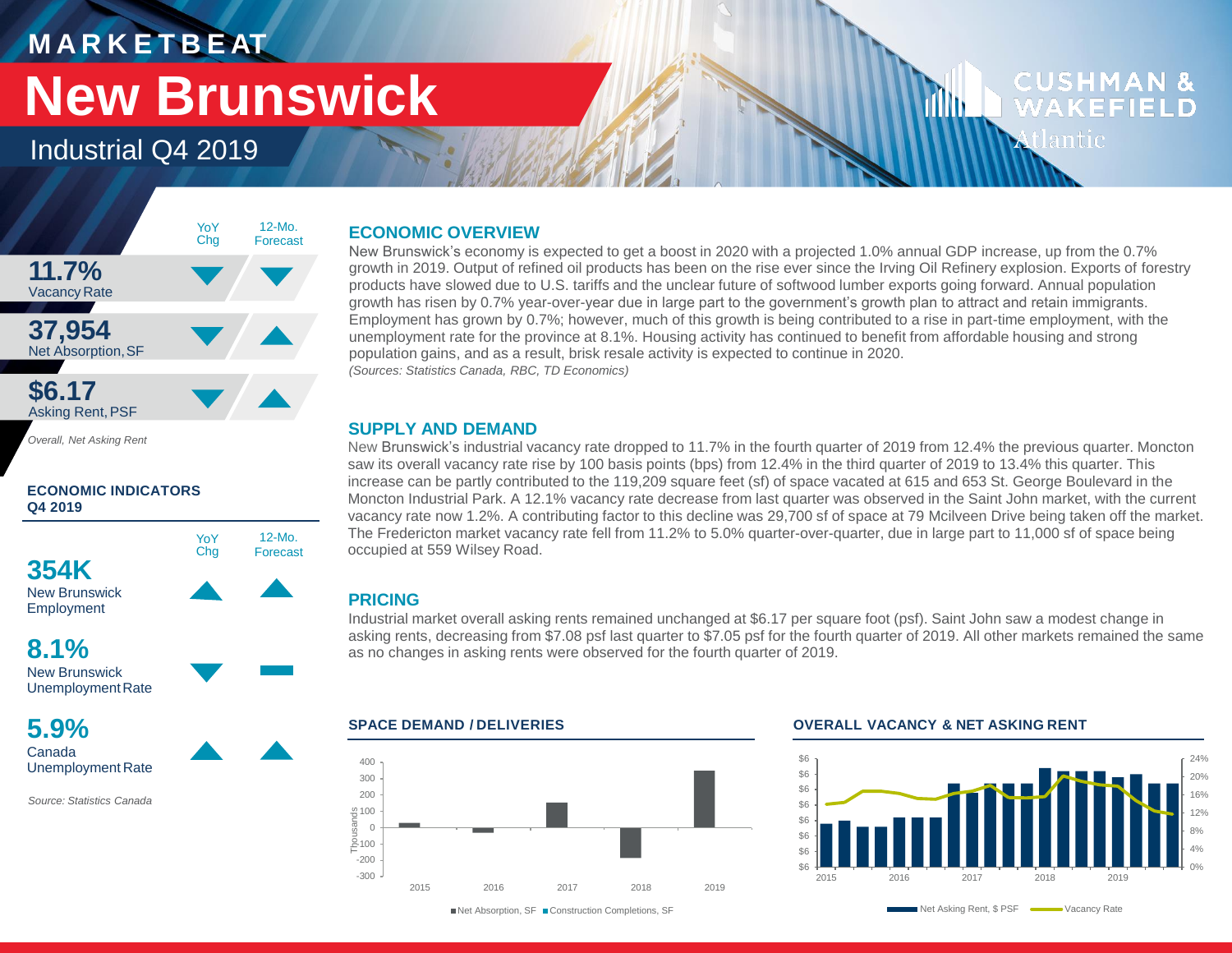# MARKETBEAT

# New Brunswick

## Industrial Q4 2019

CUSHMAN & WAKEFIELD Atlantic

| | YoY Chg | 12-Mo. Forecast |
|---|---|---|
| **11.7%** Vacancy Rate | ▼ | ▼ |
| **37,954** Net Absorption, SF | ▼ | ▲ |
| **$6.17** Asking Rent, PSF | ▼ | ▲ |

*Overall, Net Asking Rent*

### ECONOMIC INDICATORS Q4 2019

| | YoY Chg | 12-Mo. Forecast |
|---|---|---|
| **354K** New Brunswick Employment | ▲ | ▲ |
| **8.1%** New Brunswick Unemployment Rate | ▼ | ▬ |
| **5.9%** Canada Unemployment Rate | ▲ | ▲ |

*Source: Statistics Canada*

### ECONOMIC OVERVIEW

New Brunswick's economy is expected to get a boost in 2020 with a projected 1.0% annual GDP increase, up from the 0.7% growth in 2019. Output of refined oil products has been on the rise ever since the Irving Oil Refinery explosion. Exports of forestry products have slowed due to U.S. tariffs and the unclear future of softwood lumber exports going forward. Annual population growth has risen by 0.7% year-over-year due in large part to the government's growth plan to attract and retain immigrants. Employment has grown by 0.7%; however, much of this growth is being contributed to a rise in part-time employment, with the unemployment rate for the province at 8.1%. Housing activity has continued to benefit from affordable housing and strong population gains, and as a result, brisk resale activity is expected to continue in 2020.

*(Sources: Statistics Canada, RBC, TD Economics)*

### SUPPLY AND DEMAND

New Brunswick's industrial vacancy rate dropped to 11.7% in the fourth quarter of 2019 from 12.4% the previous quarter. Moncton saw its overall vacancy rate rise by 100 basis points (bps) from 12.4% in the third quarter of 2019 to 13.4% this quarter. This increase can be partly contributed to the 119,209 square feet (sf) of space vacated at 615 and 653 St. George Boulevard in the Moncton Industrial Park. A 12.1% vacancy rate decrease from last quarter was observed in the Saint John market, with the current vacancy rate now 1.2%. A contributing factor to this decline was 29,700 sf of space at 79 Mcilveen Drive being taken off the market. The Fredericton market vacancy rate fell from 11.2% to 5.0% quarter-over-quarter, due in large part to 11,000 sf of space being occupied at 559 Wilsey Road.

### PRICING

Industrial market overall asking rents remained unchanged at $6.17 per square foot (psf). Saint John saw a modest change in asking rents, decreasing from $7.08 psf last quarter to $7.05 psf for the fourth quarter of 2019. All other markets remained the same as no changes in asking rents were observed for the fourth quarter of 2019.

### SPACE DEMAND / DELIVERIES

Net Absorption, SF; Construction Completions, SF (Thousands), 2015–2019

### OVERALL VACANCY & NET ASKING RENT

Net Asking Rent, $ PSF; Vacancy Rate, 2015–2019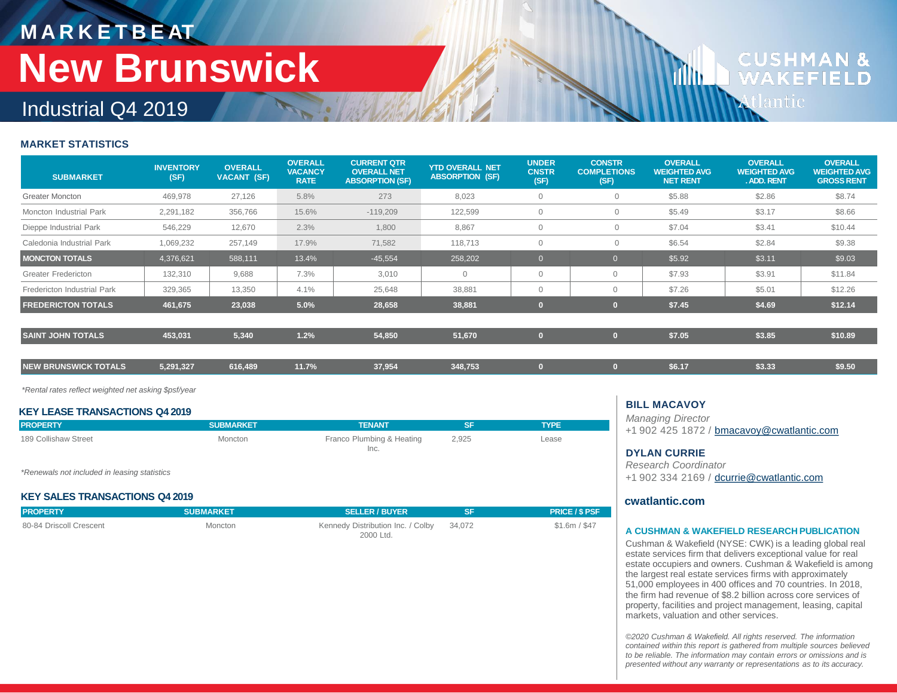# MARKETBEAT

# New Brunswick

## Industrial Q4 2019

CUSHMAN & WAKEFIELD Atlantic

### MARKET STATISTICS

| SUBMARKET | INVENTORY (SF) | OVERALL VACANT (SF) | OVERALL VACANCY RATE | CURRENT QTR OVERALL NET ABSORPTION (SF) | YTD OVERALL NET ABSORPTION (SF) | UNDER CNSTR (SF) | CONSTR COMPLETIONS (SF) | OVERALL WEIGHTED AVG NET RENT | OVERALL WEIGHTED AVG . ADD. RENT | OVERALL WEIGHTED AVG GROSS RENT |
|---|---|---|---|---|---|---|---|---|---|---|
| Greater Moncton | 469,978 | 27,126 | 5.8% | 273 | 8,023 | 0 | 0 | $5.88 | $2.86 | $8.74 |
| Moncton Industrial Park | 2,291,182 | 356,766 | 15.6% | -119,209 | 122,599 | 0 | 0 | $5.49 | $3.17 | $8.66 |
| Dieppe Industrial Park | 546,229 | 12,670 | 2.3% | 1,800 | 8,867 | 0 | 0 | $7.04 | $3.41 | $10.44 |
| Caledonia Industrial Park | 1,069,232 | 257,149 | 17.9% | 71,582 | 118,713 | 0 | 0 | $6.54 | $2.84 | $9.38 |
| **MONCTON TOTALS** | 4,376,621 | 588,111 | 13.4% | -45,554 | 258,202 | 0 | 0 | $5.92 | $3.11 | $9.03 |
| Greater Fredericton | 132,310 | 9,688 | 7.3% | 3,010 | 0 | 0 | 0 | $7.93 | $3.91 | $11.84 |
| Fredericton Industrial Park | 329,365 | 13,350 | 4.1% | 25,648 | 38,881 | 0 | 0 | $7.26 | $5.01 | $12.26 |
| **FREDERICTON TOTALS** | **461,675** | **23,038** | **5.0%** | **28,658** | **38,881** | **0** | **0** | **$7.45** | **$4.69** | **$12.14** |
| **SAINT JOHN TOTALS** | **453,031** | **5,340** | **1.2%** | **54,850** | **51,670** | **0** | **0** | **$7.05** | **$3.85** | **$10.89** |
| **NEW BRUNSWICK TOTALS** | **5,291,327** | **616,489** | **11.7%** | **37,954** | **348,753** | **0** | **0** | **$6.17** | **$3.33** | **$9.50** |

*\*Rental rates reflect weighted net asking $psf/year*

### KEY LEASE TRANSACTIONS Q4 2019

| PROPERTY | SUBMARKET | TENANT | SF | TYPE |
|---|---|---|---|---|
| 189 Collishaw Street | Moncton | Franco Plumbing & Heating Inc. | 2,925 | Lease |

*\*Renewals not included in leasing statistics*

### KEY SALES TRANSACTIONS Q4 2019

| PROPERTY | SUBMARKET | SELLER / BUYER | SF | PRICE / $ PSF |
|---|---|---|---|---|
| 80-84 Driscoll Crescent | Moncton | Kennedy Distribution Inc. / Colby 2000 Ltd. | 34,072 | $1.6m / $47 |

**BILL MACAVOY**
*Managing Director*
+1 902 425 1872 / bmacavoy@cwatlantic.com

**DYLAN CURRIE**
*Research Coordinator*
+1 902 334 2169 / dcurrie@cwatlantic.com

**cwatlantic.com**

**A CUSHMAN & WAKEFIELD RESEARCH PUBLICATION**

Cushman & Wakefield (NYSE: CWK) is a leading global real estate services firm that delivers exceptional value for real estate occupiers and owners. Cushman & Wakefield is among the largest real estate services firms with approximately 51,000 employees in 400 offices and 70 countries. In 2018, the firm had revenue of $8.2 billion across core services of property, facilities and project management, leasing, capital markets, valuation and other services.

*©2020 Cushman & Wakefield. All rights reserved. The information contained within this report is gathered from multiple sources believed to be reliable. The information may contain errors or omissions and is presented without any warranty or representations as to its accuracy.*